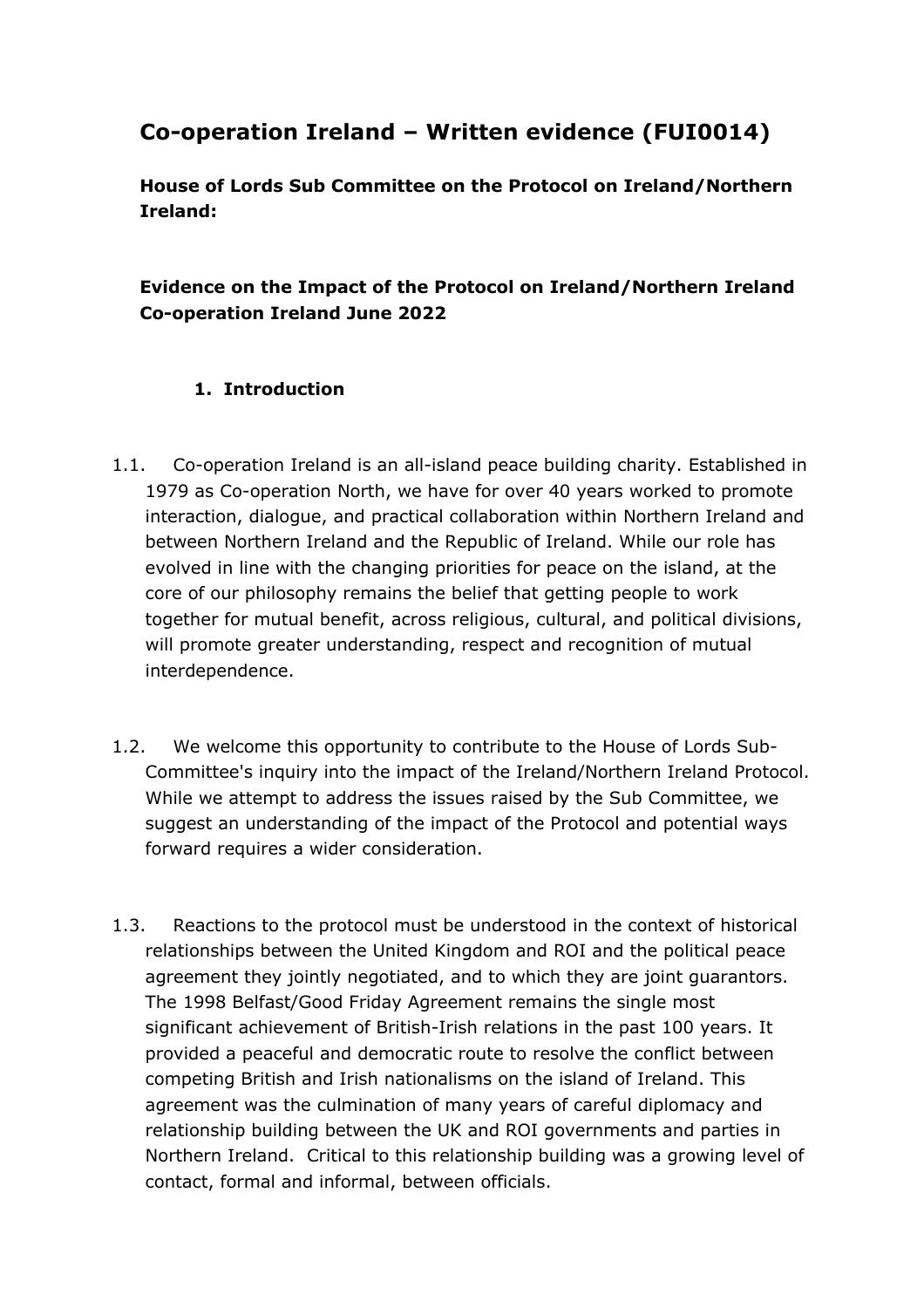# Co-operation Ireland – Written evidence (FUI0014)

**House of Lords Sub Committee on the Protocol on Ireland/Northern Ireland:**

**Evidence on the Impact of the Protocol on Ireland/Northern Ireland Co-operation Ireland June 2022**

## 1. Introduction

1.1. Co-operation Ireland is an all-island peace building charity. Established in 1979 as Co-operation North, we have for over 40 years worked to promote interaction, dialogue, and practical collaboration within Northern Ireland and between Northern Ireland and the Republic of Ireland. While our role has evolved in line with the changing priorities for peace on the island, at the core of our philosophy remains the belief that getting people to work together for mutual benefit, across religious, cultural, and political divisions, will promote greater understanding, respect and recognition of mutual interdependence.

1.2. We welcome this opportunity to contribute to the House of Lords Sub-Committee's inquiry into the impact of the Ireland/Northern Ireland Protocol. While we attempt to address the issues raised by the Sub Committee, we suggest an understanding of the impact of the Protocol and potential ways forward requires a wider consideration.

1.3. Reactions to the protocol must be understood in the context of historical relationships between the United Kingdom and ROI and the political peace agreement they jointly negotiated, and to which they are joint guarantors. The 1998 Belfast/Good Friday Agreement remains the single most significant achievement of British-Irish relations in the past 100 years. It provided a peaceful and democratic route to resolve the conflict between competing British and Irish nationalisms on the island of Ireland. This agreement was the culmination of many years of careful diplomacy and relationship building between the UK and ROI governments and parties in Northern Ireland. Critical to this relationship building was a growing level of contact, formal and informal, between officials.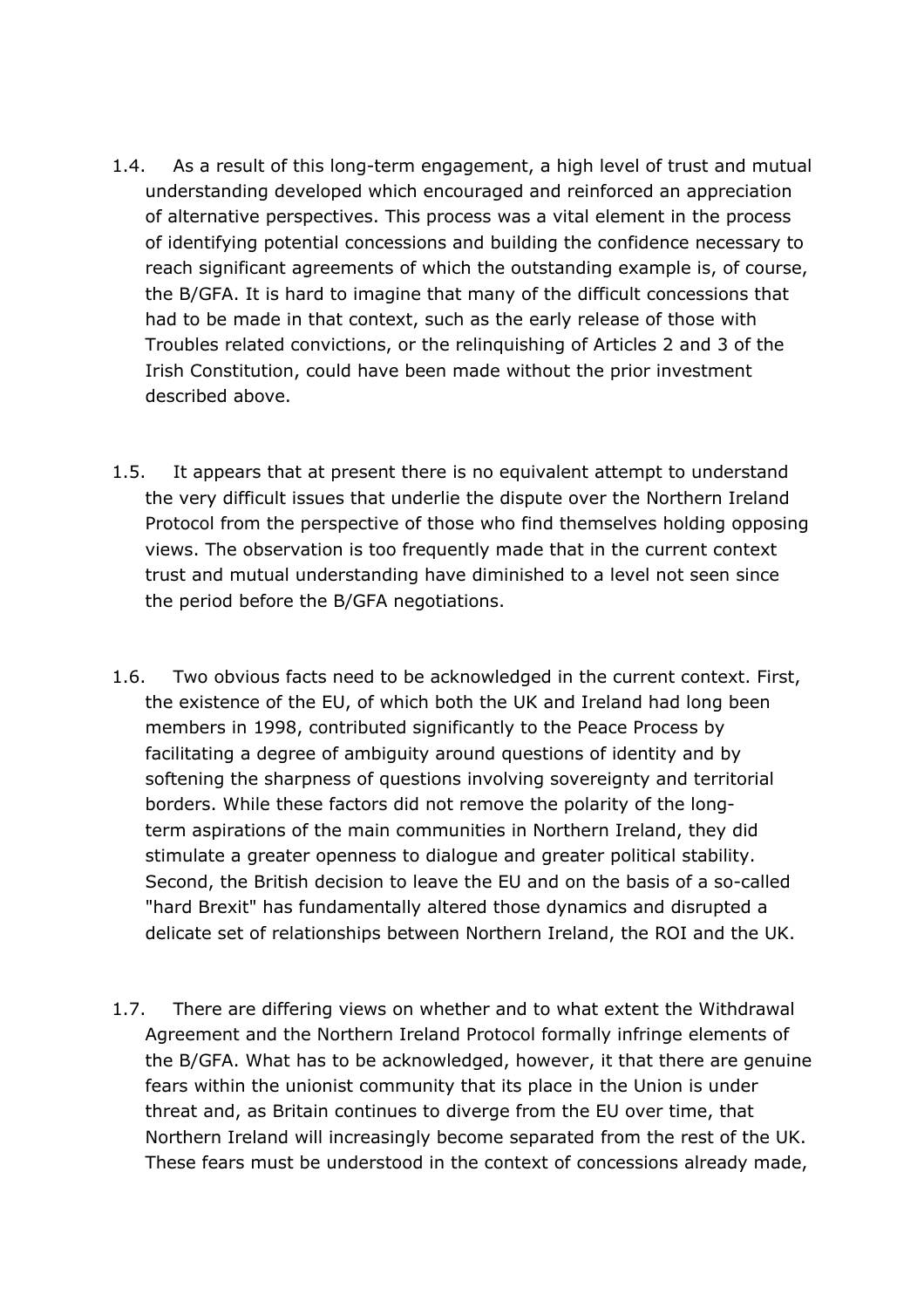1.4. As a result of this long-term engagement, a high level of trust and mutual understanding developed which encouraged and reinforced an appreciation of alternative perspectives. This process was a vital element in the process of identifying potential concessions and building the confidence necessary to reach significant agreements of which the outstanding example is, of course, the B/GFA. It is hard to imagine that many of the difficult concessions that had to be made in that context, such as the early release of those with Troubles related convictions, or the relinquishing of Articles 2 and 3 of the Irish Constitution, could have been made without the prior investment described above.

1.5. It appears that at present there is no equivalent attempt to understand the very difficult issues that underlie the dispute over the Northern Ireland Protocol from the perspective of those who find themselves holding opposing views. The observation is too frequently made that in the current context trust and mutual understanding have diminished to a level not seen since the period before the B/GFA negotiations.

1.6. Two obvious facts need to be acknowledged in the current context. First, the existence of the EU, of which both the UK and Ireland had long been members in 1998, contributed significantly to the Peace Process by facilitating a degree of ambiguity around questions of identity and by softening the sharpness of questions involving sovereignty and territorial borders. While these factors did not remove the polarity of the long-term aspirations of the main communities in Northern Ireland, they did stimulate a greater openness to dialogue and greater political stability. Second, the British decision to leave the EU and on the basis of a so-called "hard Brexit" has fundamentally altered those dynamics and disrupted a delicate set of relationships between Northern Ireland, the ROI and the UK.

1.7. There are differing views on whether and to what extent the Withdrawal Agreement and the Northern Ireland Protocol formally infringe elements of the B/GFA. What has to be acknowledged, however, it that there are genuine fears within the unionist community that its place in the Union is under threat and, as Britain continues to diverge from the EU over time, that Northern Ireland will increasingly become separated from the rest of the UK. These fears must be understood in the context of concessions already made,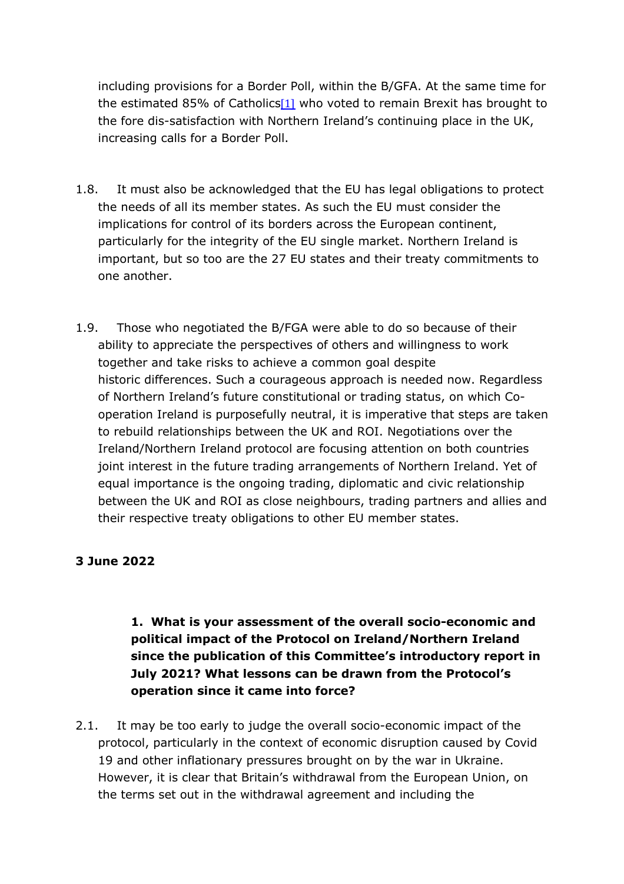including provisions for a Border Poll, within the B/GFA. At the same time for the estimated 85% of Catholics[1] who voted to remain Brexit has brought to the fore dis-satisfaction with Northern Ireland's continuing place in the UK, increasing calls for a Border Poll.

1.8. It must also be acknowledged that the EU has legal obligations to protect the needs of all its member states. As such the EU must consider the implications for control of its borders across the European continent, particularly for the integrity of the EU single market. Northern Ireland is important, but so too are the 27 EU states and their treaty commitments to one another.

1.9. Those who negotiated the B/FGA were able to do so because of their ability to appreciate the perspectives of others and willingness to work together and take risks to achieve a common goal despite historic differences. Such a courageous approach is needed now. Regardless of Northern Ireland's future constitutional or trading status, on which Co-operation Ireland is purposefully neutral, it is imperative that steps are taken to rebuild relationships between the UK and ROI. Negotiations over the Ireland/Northern Ireland protocol are focusing attention on both countries joint interest in the future trading arrangements of Northern Ireland. Yet of equal importance is the ongoing trading, diplomatic and civic relationship between the UK and ROI as close neighbours, trading partners and allies and their respective treaty obligations to other EU member states.

**3 June 2022**

**1. What is your assessment of the overall socio-economic and political impact of the Protocol on Ireland/Northern Ireland since the publication of this Committee's introductory report in July 2021? What lessons can be drawn from the Protocol's operation since it came into force?**

2.1. It may be too early to judge the overall socio-economic impact of the protocol, particularly in the context of economic disruption caused by Covid 19 and other inflationary pressures brought on by the war in Ukraine. However, it is clear that Britain's withdrawal from the European Union, on the terms set out in the withdrawal agreement and including the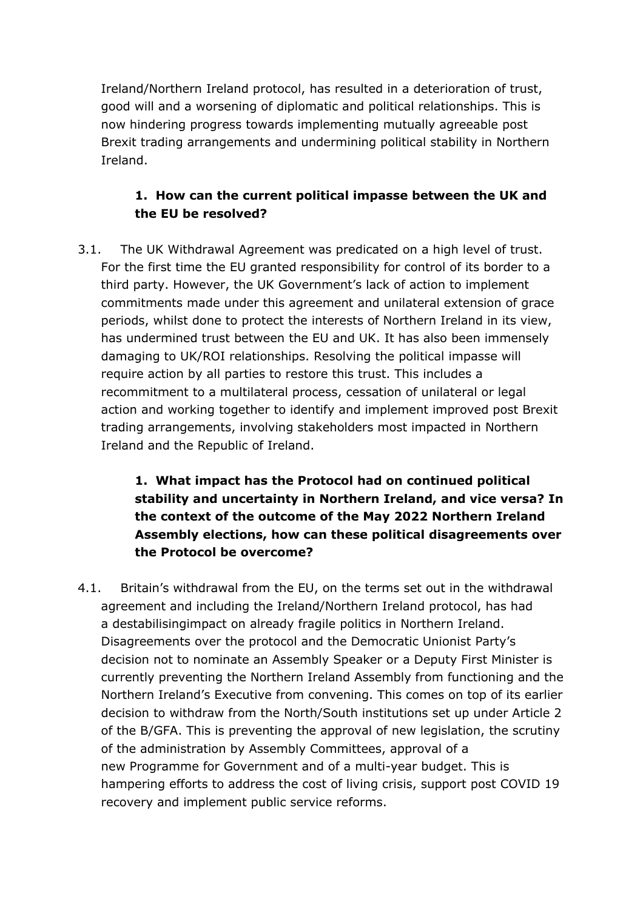Ireland/Northern Ireland protocol, has resulted in a deterioration of trust, good will and a worsening of diplomatic and political relationships. This is now hindering progress towards implementing mutually agreeable post Brexit trading arrangements and undermining political stability in Northern Ireland.

1. **How can the current political impasse between the UK and the EU be resolved?**

3.1. The UK Withdrawal Agreement was predicated on a high level of trust. For the first time the EU granted responsibility for control of its border to a third party. However, the UK Government's lack of action to implement commitments made under this agreement and unilateral extension of grace periods, whilst done to protect the interests of Northern Ireland in its view, has undermined trust between the EU and UK. It has also been immensely damaging to UK/ROI relationships. Resolving the political impasse will require action by all parties to restore this trust. This includes a recommitment to a multilateral process, cessation of unilateral or legal action and working together to identify and implement improved post Brexit trading arrangements, involving stakeholders most impacted in Northern Ireland and the Republic of Ireland.

1. **What impact has the Protocol had on continued political stability and uncertainty in Northern Ireland, and vice versa? In the context of the outcome of the May 2022 Northern Ireland Assembly elections, how can these political disagreements over the Protocol be overcome?**

4.1. Britain's withdrawal from the EU, on the terms set out in the withdrawal agreement and including the Ireland/Northern Ireland protocol, has had a destabilisingimpact on already fragile politics in Northern Ireland. Disagreements over the protocol and the Democratic Unionist Party's decision not to nominate an Assembly Speaker or a Deputy First Minister is currently preventing the Northern Ireland Assembly from functioning and the Northern Ireland's Executive from convening. This comes on top of its earlier decision to withdraw from the North/South institutions set up under Article 2 of the B/GFA. This is preventing the approval of new legislation, the scrutiny of the administration by Assembly Committees, approval of a new Programme for Government and of a multi-year budget. This is hampering efforts to address the cost of living crisis, support post COVID 19 recovery and implement public service reforms.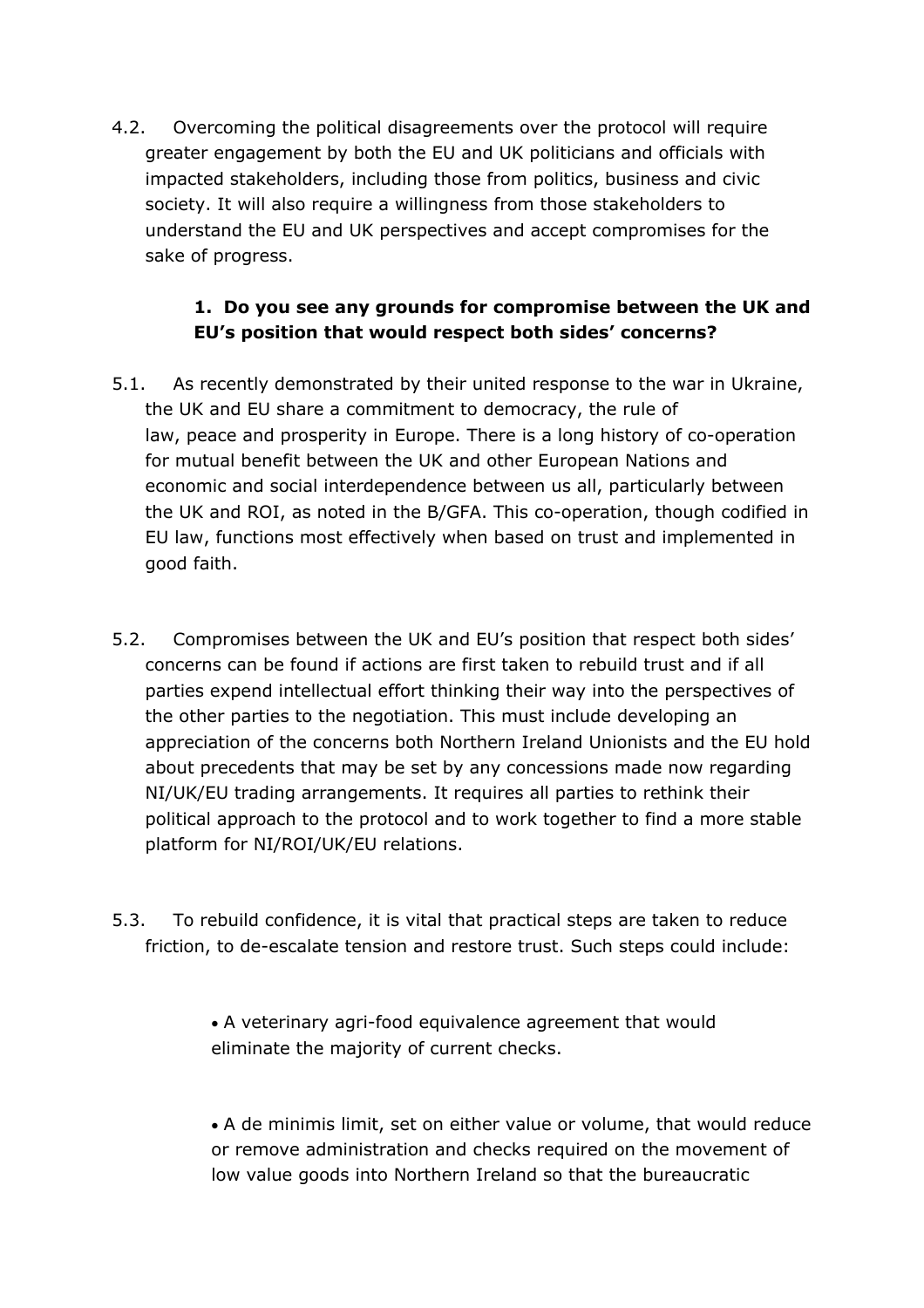4.2. Overcoming the political disagreements over the protocol will require greater engagement by both the EU and UK politicians and officials with impacted stakeholders, including those from politics, business and civic society. It will also require a willingness from those stakeholders to understand the EU and UK perspectives and accept compromises for the sake of progress.

**1. Do you see any grounds for compromise between the UK and EU's position that would respect both sides' concerns?**

5.1. As recently demonstrated by their united response to the war in Ukraine, the UK and EU share a commitment to democracy, the rule of law, peace and prosperity in Europe. There is a long history of co-operation for mutual benefit between the UK and other European Nations and economic and social interdependence between us all, particularly between the UK and ROI, as noted in the B/GFA. This co-operation, though codified in EU law, functions most effectively when based on trust and implemented in good faith.

5.2. Compromises between the UK and EU's position that respect both sides' concerns can be found if actions are first taken to rebuild trust and if all parties expend intellectual effort thinking their way into the perspectives of the other parties to the negotiation. This must include developing an appreciation of the concerns both Northern Ireland Unionists and the EU hold about precedents that may be set by any concessions made now regarding NI/UK/EU trading arrangements. It requires all parties to rethink their political approach to the protocol and to work together to find a more stable platform for NI/ROI/UK/EU relations.

5.3. To rebuild confidence, it is vital that practical steps are taken to reduce friction, to de-escalate tension and restore trust. Such steps could include:

- A veterinary agri-food equivalence agreement that would eliminate the majority of current checks.

- A de minimis limit, set on either value or volume, that would reduce or remove administration and checks required on the movement of low value goods into Northern Ireland so that the bureaucratic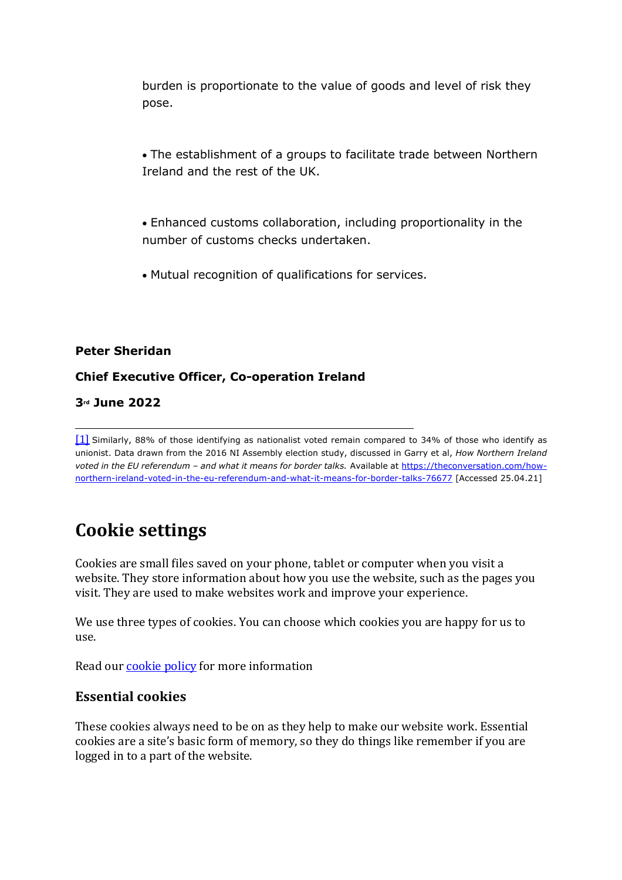burden is proportionate to the value of goods and level of risk they pose.

- The establishment of a groups to facilitate trade between Northern Ireland and the rest of the UK.

- Enhanced customs collaboration, including proportionality in the number of customs checks undertaken.

- Mutual recognition of qualifications for services.

**Peter Sheridan**

**Chief Executive Officer, Co-operation Ireland**

**3rd June 2022**

---

[1] Similarly, 88% of those identifying as nationalist voted remain compared to 34% of those who identify as unionist. Data drawn from the 2016 NI Assembly election study, discussed in Garry et al, *How Northern Ireland voted in the EU referendum – and what it means for border talks.* Available at https://theconversation.com/how-northern-ireland-voted-in-the-eu-referendum-and-what-it-means-for-border-talks-76677 [Accessed 25.04.21]

# Cookie settings

Cookies are small files saved on your phone, tablet or computer when you visit a website. They store information about how you use the website, such as the pages you visit. They are used to make websites work and improve your experience.

We use three types of cookies. You can choose which cookies you are happy for us to use.

Read our cookie policy for more information

## Essential cookies

These cookies always need to be on as they help to make our website work. Essential cookies are a site's basic form of memory, so they do things like remember if you are logged in to a part of the website.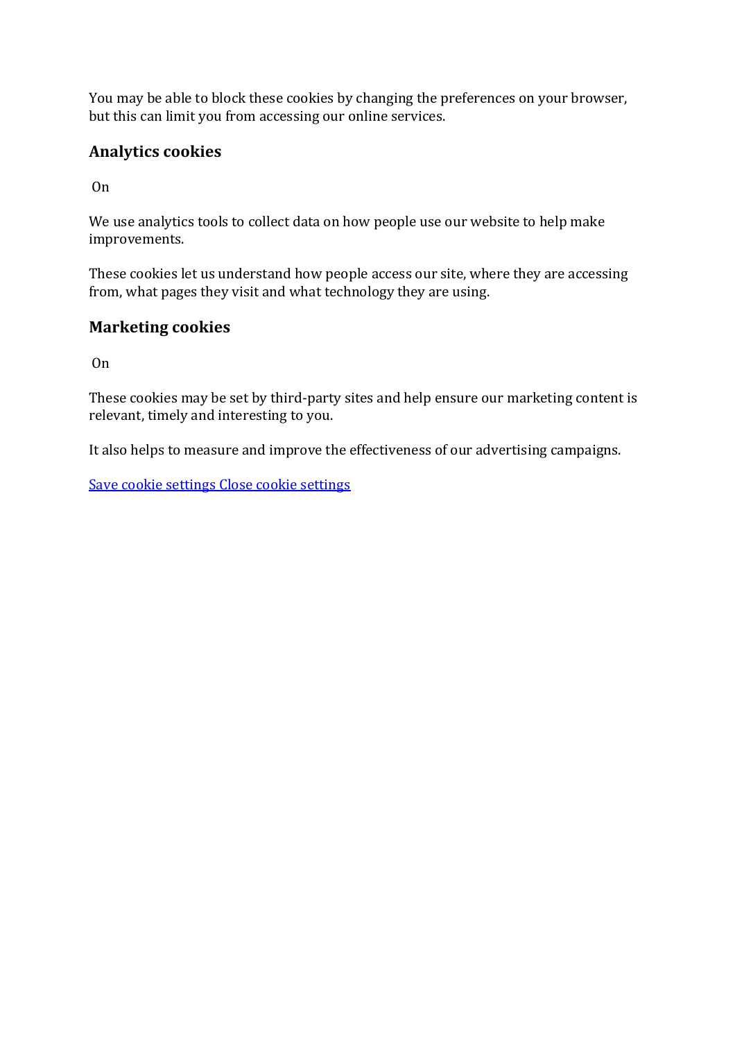You may be able to block these cookies by changing the preferences on your browser, but this can limit you from accessing our online services.

## Analytics cookies

On

We use analytics tools to collect data on how people use our website to help make improvements.

These cookies let us understand how people access our site, where they are accessing from, what pages they visit and what technology they are using.

## Marketing cookies

On

These cookies may be set by third-party sites and help ensure our marketing content is relevant, timely and interesting to you.

It also helps to measure and improve the effectiveness of our advertising campaigns.

Save cookie settings Close cookie settings